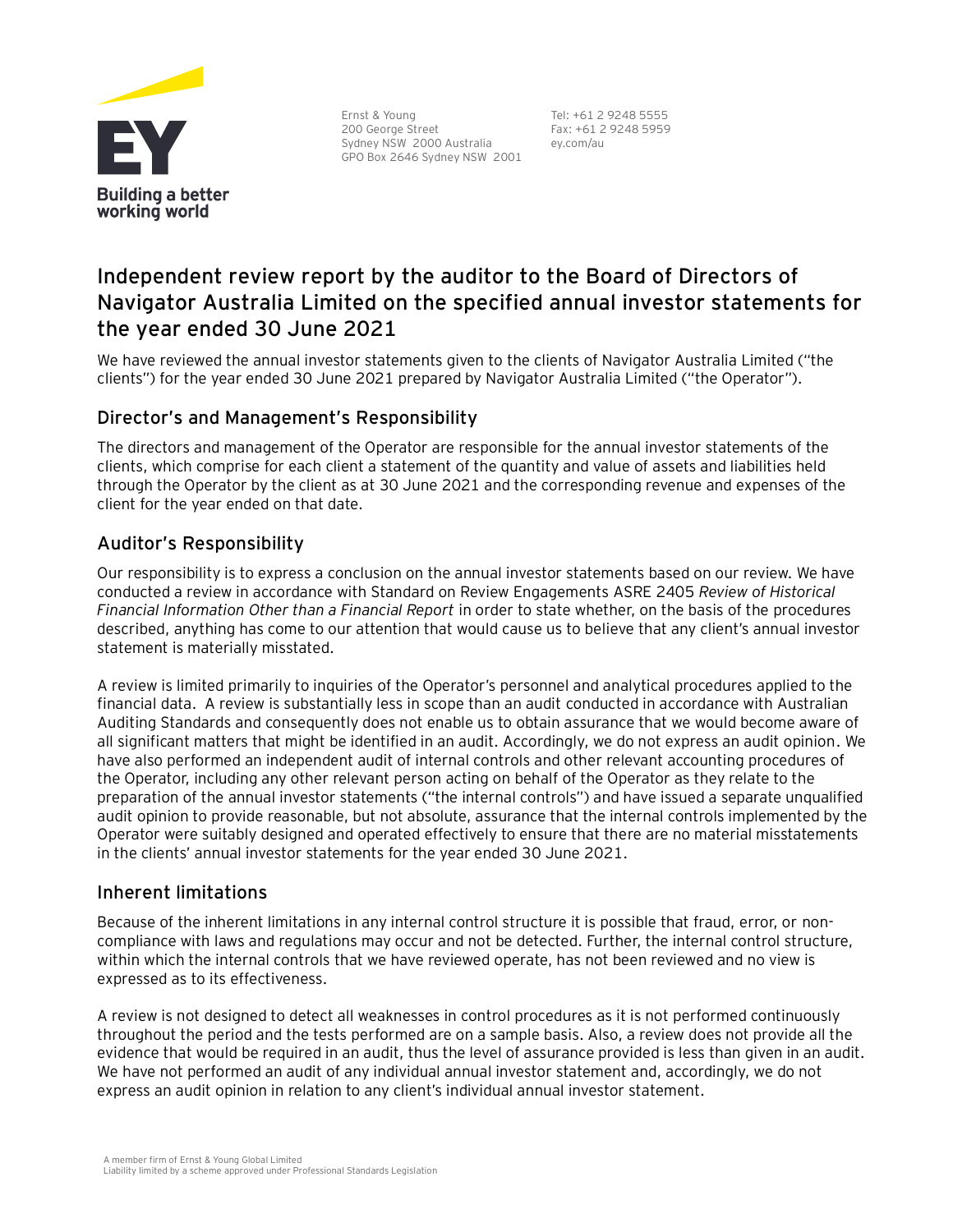Ernst & Young
200 George Street
Sydney NSW 2000 Australia
GPO Box 2646 Sydney NSW 2001

Tel: +61 2 9248 5555
Fax: +61 2 9248 5959
ey.com/au

# Independent review report by the auditor to the Board of Directors of Navigator Australia Limited on the specified annual investor statements for the year ended 30 June 2021

We have reviewed the annual investor statements given to the clients of Navigator Australia Limited ("the clients") for the year ended 30 June 2021 prepared by Navigator Australia Limited ("the Operator").

## Director's and Management's Responsibility

The directors and management of the Operator are responsible for the annual investor statements of the clients, which comprise for each client a statement of the quantity and value of assets and liabilities held through the Operator by the client as at 30 June 2021 and the corresponding revenue and expenses of the client for the year ended on that date.

## Auditor's Responsibility

Our responsibility is to express a conclusion on the annual investor statements based on our review. We have conducted a review in accordance with Standard on Review Engagements ASRE 2405 *Review of Historical Financial Information Other than a Financial Report* in order to state whether, on the basis of the procedures described, anything has come to our attention that would cause us to believe that any client's annual investor statement is materially misstated.

A review is limited primarily to inquiries of the Operator's personnel and analytical procedures applied to the financial data. A review is substantially less in scope than an audit conducted in accordance with Australian Auditing Standards and consequently does not enable us to obtain assurance that we would become aware of all significant matters that might be identified in an audit. Accordingly, we do not express an audit opinion. We have also performed an independent audit of internal controls and other relevant accounting procedures of the Operator, including any other relevant person acting on behalf of the Operator as they relate to the preparation of the annual investor statements ("the internal controls") and have issued a separate unqualified audit opinion to provide reasonable, but not absolute, assurance that the internal controls implemented by the Operator were suitably designed and operated effectively to ensure that there are no material misstatements in the clients' annual investor statements for the year ended 30 June 2021.

## Inherent limitations

Because of the inherent limitations in any internal control structure it is possible that fraud, error, or non-compliance with laws and regulations may occur and not be detected. Further, the internal control structure, within which the internal controls that we have reviewed operate, has not been reviewed and no view is expressed as to its effectiveness.

A review is not designed to detect all weaknesses in control procedures as it is not performed continuously throughout the period and the tests performed are on a sample basis. Also, a review does not provide all the evidence that would be required in an audit, thus the level of assurance provided is less than given in an audit. We have not performed an audit of any individual annual investor statement and, accordingly, we do not express an audit opinion in relation to any client's individual annual investor statement.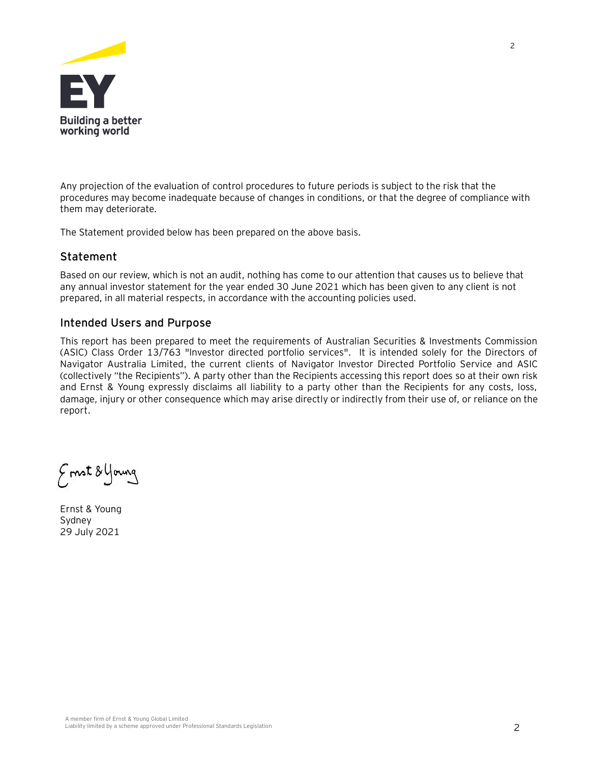Any projection of the evaluation of control procedures to future periods is subject to the risk that the procedures may become inadequate because of changes in conditions, or that the degree of compliance with them may deteriorate.

The Statement provided below has been prepared on the above basis.

## Statement

Based on our review, which is not an audit, nothing has come to our attention that causes us to believe that any annual investor statement for the year ended 30 June 2021 which has been given to any client is not prepared, in all material respects, in accordance with the accounting policies used.

## Intended Users and Purpose

This report has been prepared to meet the requirements of Australian Securities & Investments Commission (ASIC) Class Order 13/763 "Investor directed portfolio services". It is intended solely for the Directors of Navigator Australia Limited, the current clients of Navigator Investor Directed Portfolio Service and ASIC (collectively "the Recipients"). A party other than the Recipients accessing this report does so at their own risk and Ernst & Young expressly disclaims all liability to a party other than the Recipients for any costs, loss, damage, injury or other consequence which may arise directly or indirectly from their use of, or reliance on the report.

Ernst & Young

Ernst & Young
Sydney
29 July 2021

A member firm of Ernst & Young Global Limited
Liability limited by a scheme approved under Professional Standards Legislation